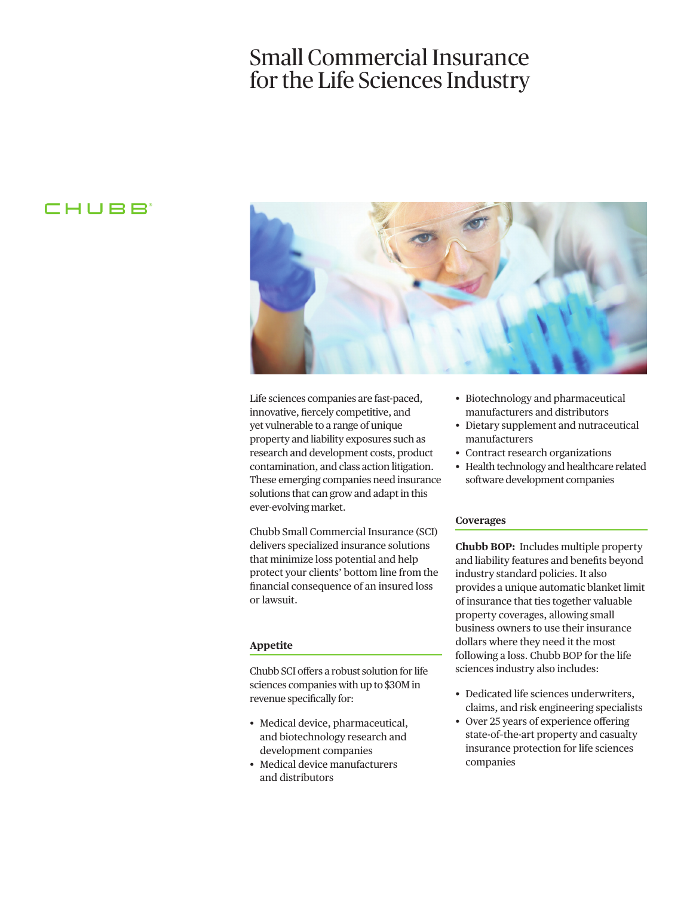# Small Commercial Insurance for the Life Sciences Industry

CHUBB®

Life sciences companies are fast-paced, innovative, fiercely competitive, and yet vulnerable to a range of unique property and liability exposures such as research and development costs, product contamination, and class action litigation. These emerging companies need insurance solutions that can grow and adapt in this ever-evolving market.

Chubb Small Commercial Insurance (SCI) delivers specialized insurance solutions that minimize loss potential and help protect your clients' bottom line from the financial consequence of an insured loss or lawsuit.

## Appetite

Chubb SCI offers a robust solution for life sciences companies with up to $30M in revenue specifically for:

- Medical device, pharmaceutical, and biotechnology research and development companies
- Medical device manufacturers and distributors
- Biotechnology and pharmaceutical manufacturers and distributors
- Dietary supplement and nutraceutical manufacturers
- Contract research organizations
- Health technology and healthcare related software development companies

## Coverages

**Chubb BOP:** Includes multiple property and liability features and benefits beyond industry standard policies. It also provides a unique automatic blanket limit of insurance that ties together valuable property coverages, allowing small business owners to use their insurance dollars where they need it the most following a loss. Chubb BOP for the life sciences industry also includes:

- Dedicated life sciences underwriters, claims, and risk engineering specialists
- Over 25 years of experience offering state-of-the-art property and casualty insurance protection for life sciences companies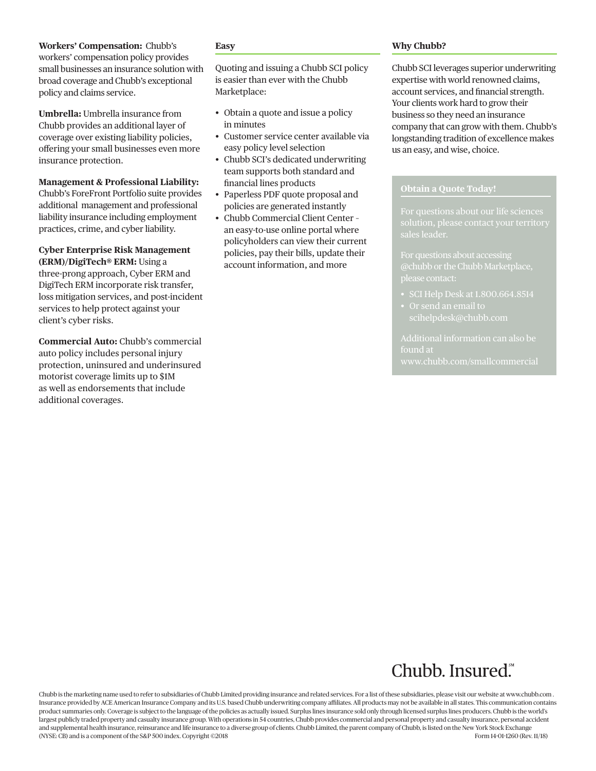**Workers' Compensation:** Chubb's workers' compensation policy provides small businesses an insurance solution with broad coverage and Chubb's exceptional policy and claims service.

**Umbrella:** Umbrella insurance from Chubb provides an additional layer of coverage over existing liability policies, offering your small businesses even more insurance protection.

**Management & Professional Liability:** Chubb's ForeFront Portfolio suite provides additional management and professional liability insurance including employment practices, crime, and cyber liability.

**Cyber Enterprise Risk Management (ERM)/DigiTech® ERM:** Using a three-prong approach, Cyber ERM and DigiTech ERM incorporate risk transfer, loss mitigation services, and post-incident services to help protect against your client's cyber risks.

**Commercial Auto:** Chubb's commercial auto policy includes personal injury protection, uninsured and underinsured motorist coverage limits up to $1M as well as endorsements that include additional coverages.

### Easy

Quoting and issuing a Chubb SCI policy is easier than ever with the Chubb Marketplace:

- Obtain a quote and issue a policy in minutes
- Customer service center available via easy policy level selection
- Chubb SCI's dedicated underwriting team supports both standard and financial lines products
- Paperless PDF quote proposal and policies are generated instantly
- Chubb Commercial Client Center - an easy-to-use online portal where policyholders can view their current policies, pay their bills, update their account information, and more

### Why Chubb?

Chubb SCI leverages superior underwriting expertise with world renowned claims, account services, and financial strength. Your clients work hard to grow their business so they need an insurance company that can grow with them. Chubb's longstanding tradition of excellence makes us an easy, and wise, choice.

### Obtain a Quote Today!

For questions about our life sciences solution, please contact your territory sales leader.

For questions about accessing @chubb or the Chubb Marketplace, please contact:

- SCI Help Desk at 1.800.664.8514
- Or send an email to scihelpdesk@chubb.com

Additional information can also be found at www.chubb.com/smallcommercial

Chubb. Insured.℠

Chubb is the marketing name used to refer to subsidiaries of Chubb Limited providing insurance and related services. For a list of these subsidiaries, please visit our website at www.chubb.com . Insurance provided by ACE American Insurance Company and its U.S. based Chubb underwriting company affiliates. All products may not be available in all states. This communication contains product summaries only. Coverage is subject to the language of the policies as actually issued. Surplus lines insurance sold only through licensed surplus lines producers. Chubb is the world's largest publicly traded property and casualty insurance group. With operations in 54 countries, Chubb provides commercial and personal property and casualty insurance, personal accident and supplemental health insurance, reinsurance and life insurance to a diverse group of clients. Chubb Limited, the parent company of Chubb, is listed on the New York Stock Exchange (NYSE: CB) and is a component of the S&P 500 index. Copyright ©2018

Form 14-01-1260 (Rev. 11/18)